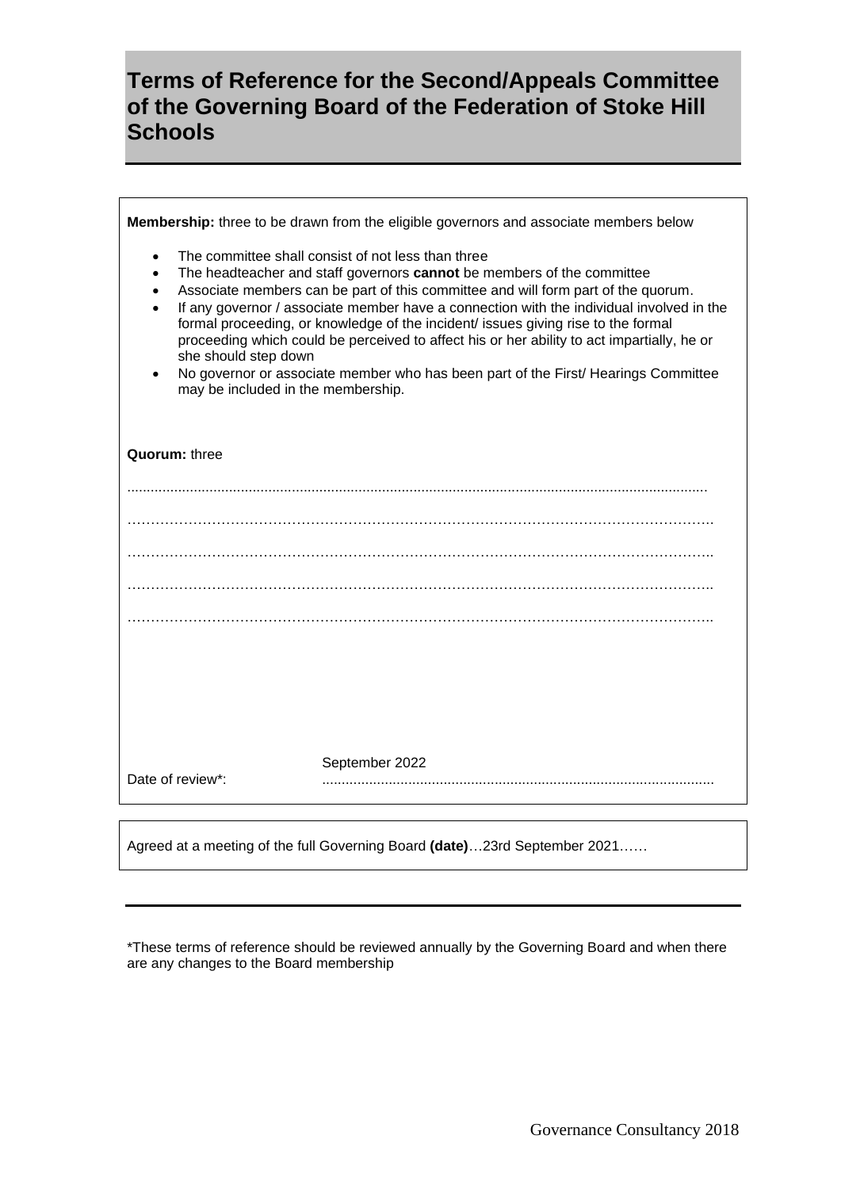# Terms of Reference for the Second/Appeals Committee of the Governing Board of the Federation of Stoke Hill Schools

**Membership:** three to be drawn from the eligible governors and associate members below

- The committee shall consist of not less than three
- The headteacher and staff governors **cannot** be members of the committee
- Associate members can be part of this committee and will form part of the quorum.
- If any governor / associate member have a connection with the individual involved in the formal proceeding, or knowledge of the incident/ issues giving rise to the formal proceeding which could be perceived to affect his or her ability to act impartially, he or she should step down
- No governor or associate member who has been part of the First/ Hearings Committee may be included in the membership.

**Quorum:** three

.................................................................................................................................................

……………………………………………………………………………………………………………..

……………………………………………………………………………………………………………..

……………………………………………………………………………………………………………..

……………………………………………………………………………………………………………..

Date of review*: September 2022

Agreed at a meeting of the full Governing Board **(date)**…23rd September 2021……

*These terms of reference should be reviewed annually by the Governing Board and when there are any changes to the Board membership

Governance Consultancy 2018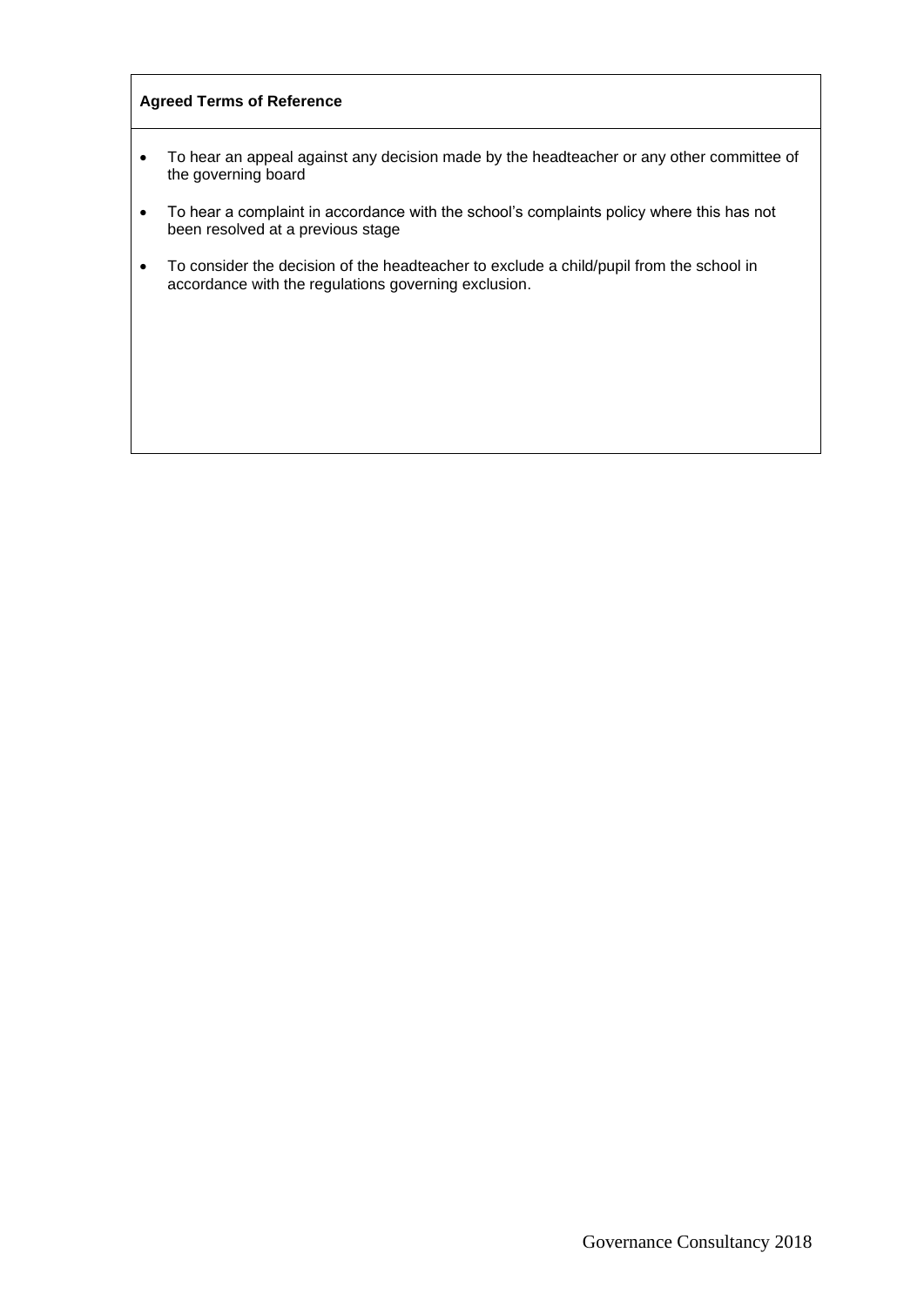**Agreed Terms of Reference**

- To hear an appeal against any decision made by the headteacher or any other committee of the governing board
- To hear a complaint in accordance with the school's complaints policy where this has not been resolved at a previous stage
- To consider the decision of the headteacher to exclude a child/pupil from the school in accordance with the regulations governing exclusion.